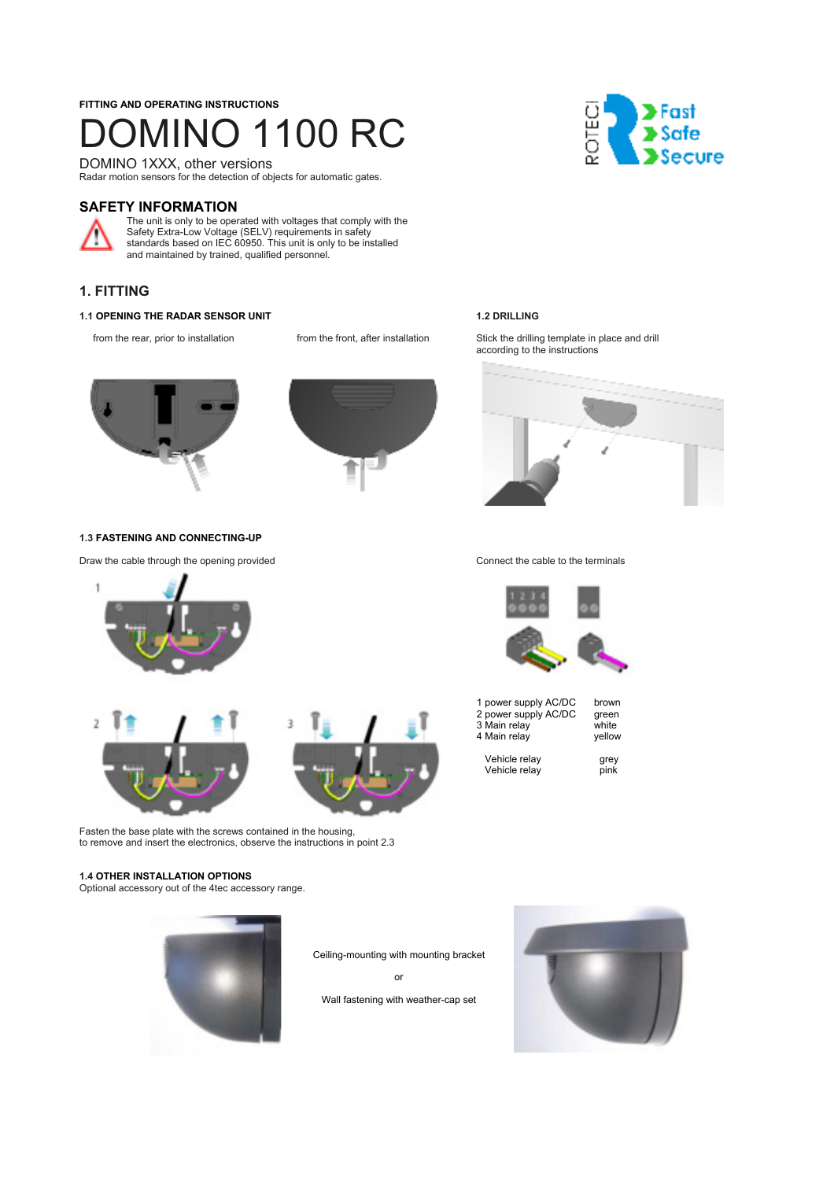FITTING AND OPERATING INSTRUCTIONS

# DOMINO 1100 RC

DOMINO 1XXX, other versions

Radar motion sensors for the detection of objects for automatic gates.

## SAFETY INFORMATION

The unit is only to be operated with voltages that comply with the Safety Extra-Low Voltage (SELV) requirements in safety standards based on IEC 60950. This unit is only to be installed and maintained by trained, qualified personnel.

## 1. FITTING

### 1.1 OPENING THE RADAR SENSOR UNIT

from the rear, prior to installation

from the front, after installation

### 1.2 DRILLING

Stick the drilling template in place and drill according to the instructions

### 1.3 FASTENING AND CONNECTING-UP

Draw the cable through the opening provided

1

2

3

Fasten the base plate with the screws contained in the housing,
to remove and insert the electronics, observe the instructions in point 2.3

Connect the cable to the terminals

| | |
|---|---|
| 1 power supply AC/DC | brown |
| 2 power supply AC/DC | green |
| 3 Main relay | white |
| 4 Main relay | yellow |
| Vehicle relay | grey |
| Vehicle relay | pink |

### 1.4 OTHER INSTALLATION OPTIONS

Optional accessory out of the 4tec accessory range.

Ceiling-mounting with mounting bracket

or

Wall fastening with weather-cap set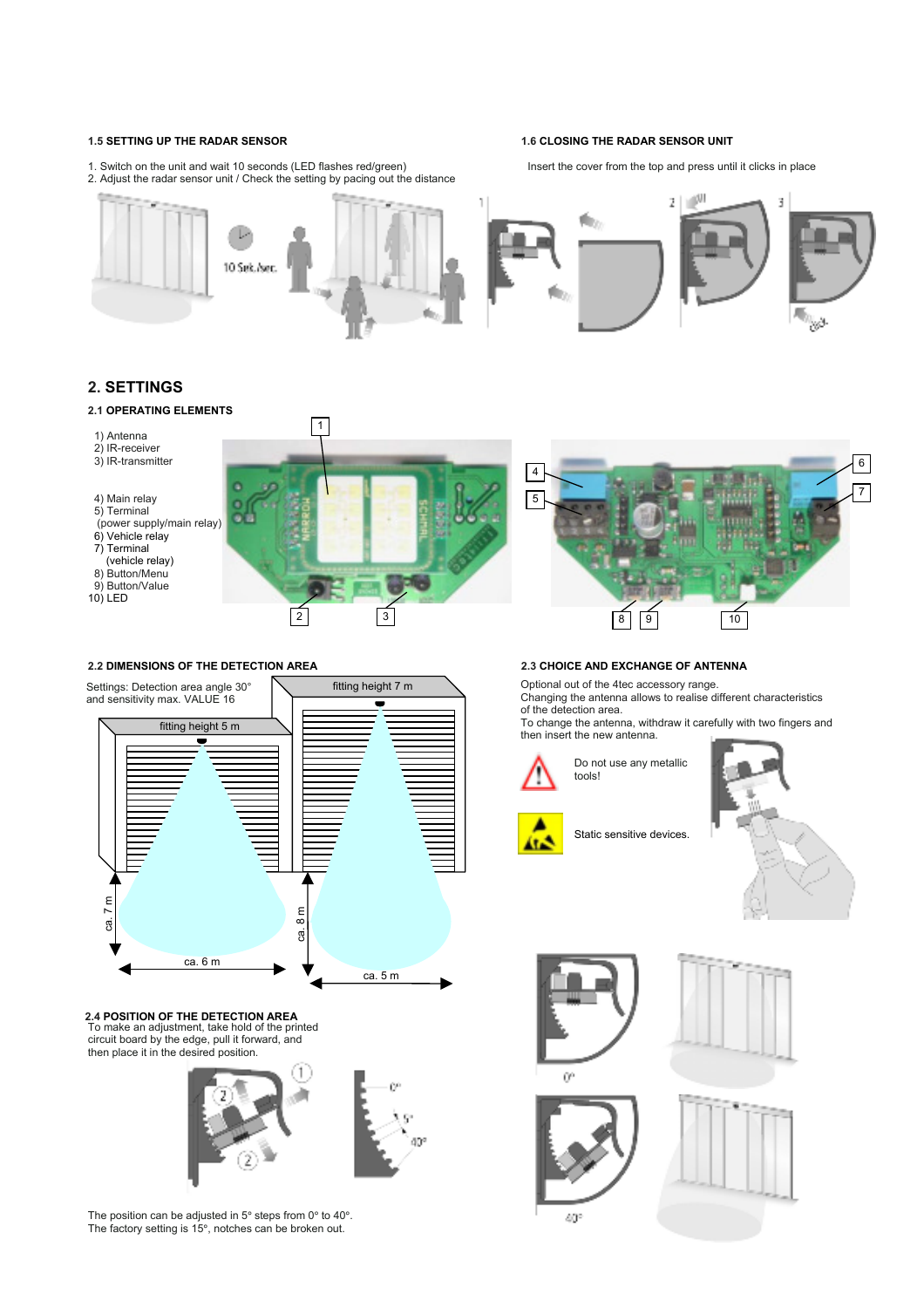### 1.5 SETTING UP THE RADAR SENSOR

1. Switch on the unit and wait 10 seconds (LED flashes red/green)
2. Adjust the radar sensor unit / Check the setting by pacing out the distance

### 1.6 CLOSING THE RADAR SENSOR UNIT

Insert the cover from the top and press until it clicks in place

## 2. SETTINGS

### 2.1 OPERATING ELEMENTS

1) Antenna
2) IR-receiver
3) IR-transmitter

4) Main relay
5) Terminal (power supply/main relay)
6) Vehicle relay
7) Terminal (vehicle relay)
8) Button/Menu
9) Button/Value
10) LED

### 2.2 DIMENSIONS OF THE DETECTION AREA

Settings: Detection area angle 30° and sensitivity max. VALUE 16

fitting height 5 m: ca. 7 m, ca. 6 m

fitting height 7 m: ca. 8 m, ca. 5 m

### 2.3 CHOICE AND EXCHANGE OF ANTENNA

Optional out of the 4tec accessory range.
Changing the antenna allows to realise different characteristics of the detection area.
To change the antenna, withdraw it carefully with two fingers and then insert the new antenna.

Do not use any metallic tools!

Static sensitive devices.

### 2.4 POSITION OF THE DETECTION AREA

To make an adjustment, take hold of the printed circuit board by the edge, pull it forward, and then place it in the desired position.

The position can be adjusted in 5° steps from 0° to 40°.
The factory setting is 15°, notches can be broken out.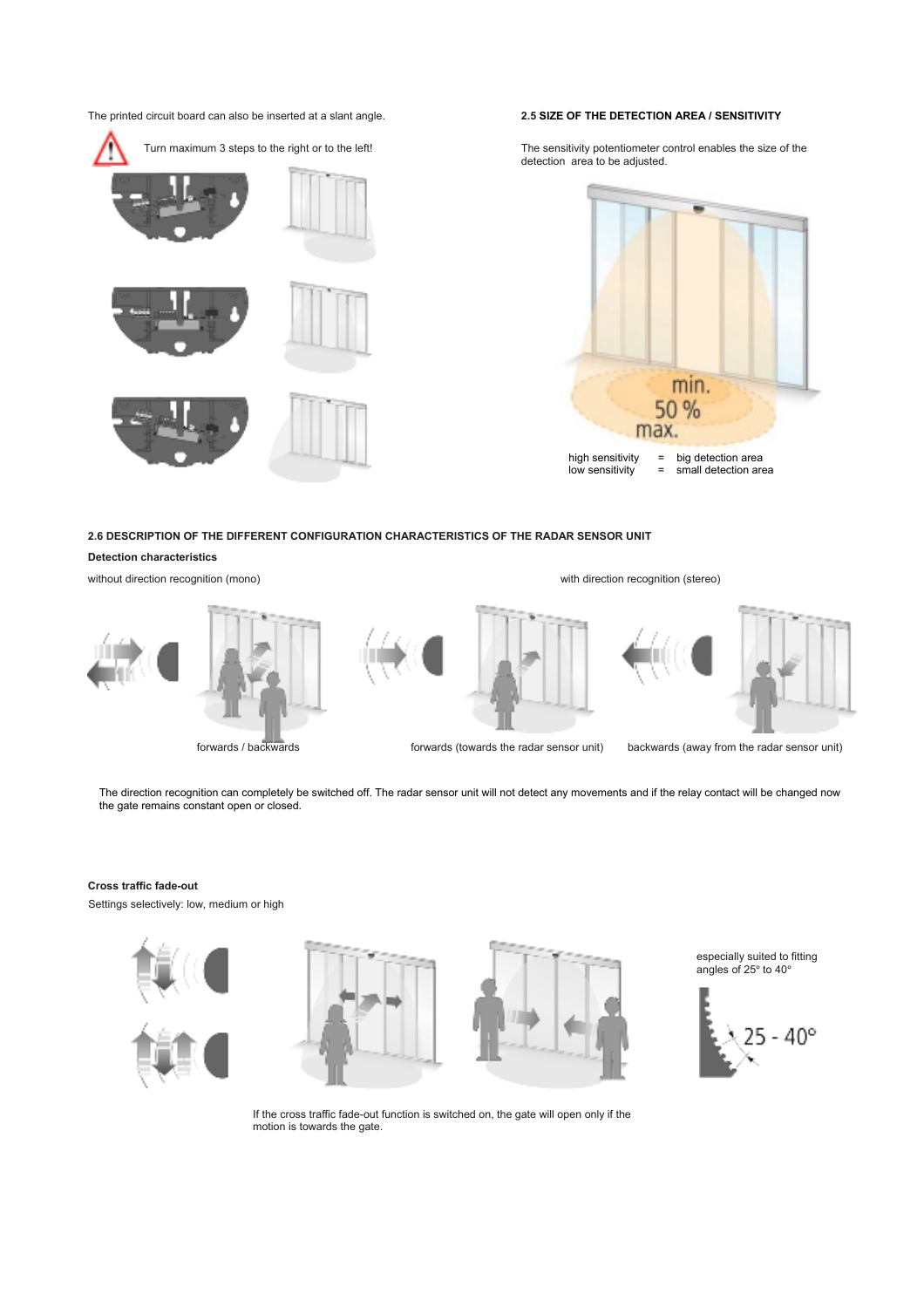The printed circuit board can also be inserted at a slant angle.

Turn maximum 3 steps to the right or to the left!

## 2.5 SIZE OF THE DETECTION AREA / SENSITIVITY

The sensitivity potentiometer control enables the size of the detection area to be adjusted.

min.
50 %
max.

high sensitivity = big detection area
low sensitivity = small detection area

## 2.6 DESCRIPTION OF THE DIFFERENT CONFIGURATION CHARACTERISTICS OF THE RADAR SENSOR UNIT

**Detection characteristics**

without direction recognition (mono)

with direction recognition (stereo)

forwards / backwards

forwards (towards the radar sensor unit)

backwards (away from the radar sensor unit)

The direction recognition can completely be switched off. The radar sensor unit will not detect any movements and if the relay contact will be changed now the gate remains constant open or closed.

**Cross traffic fade-out**

Settings selectively: low, medium or high

especially suited to fitting angles of 25° to 40°

25 - 40°

If the cross traffic fade-out function is switched on, the gate will open only if the motion is towards the gate.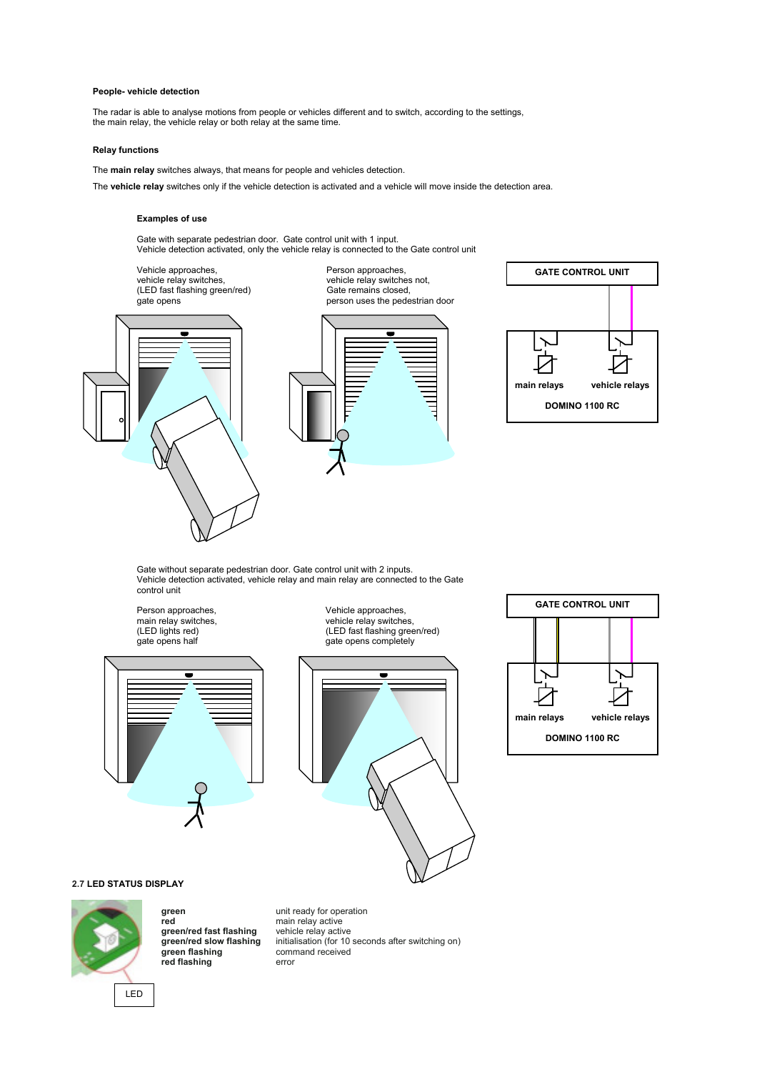**People- vehicle detection**

The radar is able to analyse motions from people or vehicles different and to switch, according to the settings, the main relay, the vehicle relay or both relay at the same time.

**Relay functions**

The **main relay** switches always, that means for people and vehicles detection.

The **vehicle relay** switches only if the vehicle detection is activated and a vehicle will move inside the detection area.

**Examples of use**

Gate with separate pedestrian door. Gate control unit with 1 input.
Vehicle detection activated, only the vehicle relay is connected to the Gate control unit

Vehicle approaches,
vehicle relay switches,
(LED fast flashing green/red)
gate opens

Person approaches,
vehicle relay switches not,
Gate remains closed,
person uses the pedestrian door

GATE CONTROL UNIT

main relays vehicle relays

DOMINO 1100 RC

Gate without separate pedestrian door. Gate control unit with 2 inputs.
Vehicle detection activated, vehicle relay and main relay are connected to the Gate control unit

Person approaches,
main relay switches,
(LED lights red)
gate opens half

Vehicle approaches,
vehicle relay switches,
(LED fast flashing green/red)
gate opens completely

GATE CONTROL UNIT

main relays vehicle relays

DOMINO 1100 RC

**2.7 LED STATUS DISPLAY**

LED

| | |
|---|---|
| **green** | unit ready for operation |
| **red** | main relay active |
| **green/red fast flashing** | vehicle relay active |
| **green/red slow flashing** | initialisation (for 10 seconds after switching on) |
| **green flashing** | command received |
| **red flashing** | error |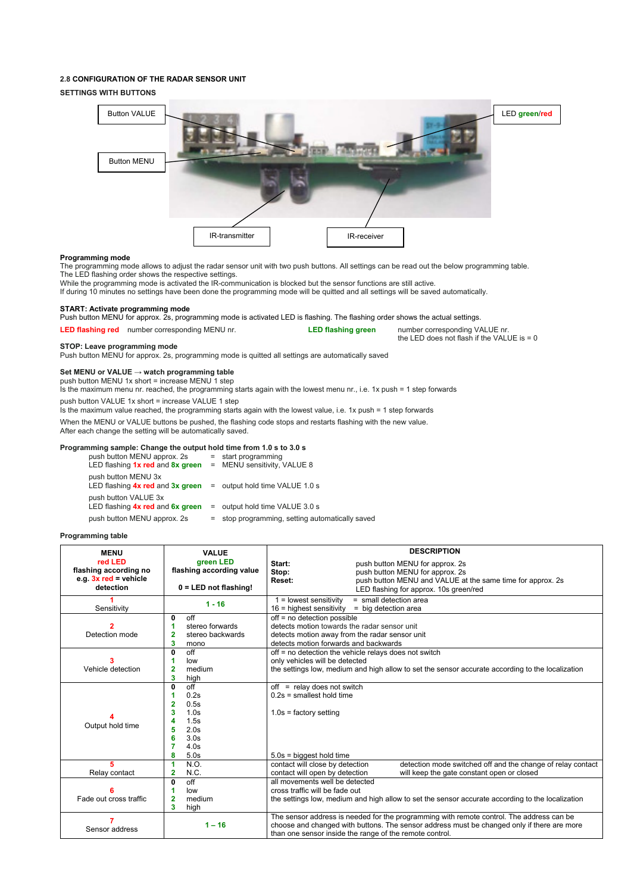### 2.8 CONFIGURATION OF THE RADAR SENSOR UNIT

**SETTINGS WITH BUTTONS**

Button VALUE

Button MENU

LED green/red

IR-transmitter

IR-receiver

**Programming mode**

The programming mode allows to adjust the radar sensor unit with two push buttons. All settings can be read out the below programming table.
The LED flashing order shows the respective settings.
While the programming mode is activated the IR-communication is blocked but the sensor functions are still active.
If during 10 minutes no settings have been done the programming mode will be quitted and all settings will be saved automatically.

**START: Activate programming mode**

Push button MENU for approx. 2s, programming mode is activated LED is flashing. The flashing order shows the actual settings.

**LED flashing red** number corresponding MENU nr. **LED flashing green** number corresponding VALUE nr.
the LED does not flash if the VALUE is = 0

**STOP: Leave programming mode**

Push button MENU for approx. 2s, programming mode is quitted all settings are automatically saved

**Set MENU or VALUE → watch programming table**

push button MENU 1x short = increase MENU 1 step
Is the maximum menu nr. reached, the programming starts again with the lowest menu nr., i.e. 1x push = 1 step forwards

push button VALUE 1x short = increase VALUE 1 step
Is the maximum value reached, the programming starts again with the lowest value, i.e. 1x push = 1 step forwards

When the MENU or VALUE buttons be pushed, the flashing code stops and restarts flashing with the new value.
After each change the setting will be automatically saved.

**Programming sample: Change the output hold time from 1.0 s to 3.0 s**

push button MENU approx. 2s = start programming
LED flashing **1x red** and **8x green** = MENU sensitivity, VALUE 8

push button MENU 3x
LED flashing **4x red** and **3x green** = output hold time VALUE 1.0 s

push button VALUE 3x
LED flashing **4x red** and **6x green** = output hold time VALUE 3.0 s

push button MENU approx. 2s = stop programming, setting automatically saved

**Programming table**

| **MENU**<br>**red LED**<br>**flashing according no**<br>**e.g. 3x red = vehicle detection** | **VALUE**<br>**green LED**<br>**flashing according value**<br><br>**0 = LED not flashing!** | **DESCRIPTION**<br>**Start:** push button MENU for approx. 2s<br>**Stop:** push button MENU for approx. 2s<br>**Reset:** push button MENU and VALUE at the same time for approx. 2s<br>LED flashing for approx. 10s green/red |
|---|---|---|
| **1**<br>Sensitivity | **1 - 16** | 1 = lowest sensitivity = small detection area<br>16 = highest sensitivity = big detection area |
| **2**<br>Detection mode | **0** off<br>**1** stereo forwards<br>**2** stereo backwards<br>**3** mono | off = no detection possible<br>detects motion towards the radar sensor unit<br>detects motion away from the radar sensor unit<br>detects motion forwards and backwards |
| **3**<br>Vehicle detection | **0** off<br>**1** low<br>**2** medium<br>**3** high | off = no detection the vehicle relays does not switch<br>only vehicles will be detected<br>the settings low, medium and high allow to set the sensor accurate according to the localization |
| **4**<br>Output hold time | **0** off<br>**1** 0.2s<br>**2** 0.5s<br>**3** 1.0s<br>**4** 1.5s<br>**5** 2.0s<br>**6** 3.0s<br>**7** 4.0s<br>**8** 5.0s | off = relay does not switch<br>0.2s = smallest hold time<br><br>1.0s = factory setting<br><br>5.0s = biggest hold time |
| **5**<br>Relay contact | **1** N.O.<br>**2** N.C. | contact will close by detection<br>contact will open by detection<br>detection mode switched off and the change of relay contact will keep the gate constant open or closed |
| **6**<br>Fade out cross traffic | **0** off<br>**1** low<br>**2** medium<br>**3** high | all movements well be detected<br>cross traffic will be fade out<br>the settings low, medium and high allow to set the sensor accurate according to the localization |
| **7**<br>Sensor address | **1 – 16** | The sensor address is needed for the programming with remote control. The address can be choose and changed with buttons. The sensor address must be changed only if there are more than one sensor inside the range of the remote control. |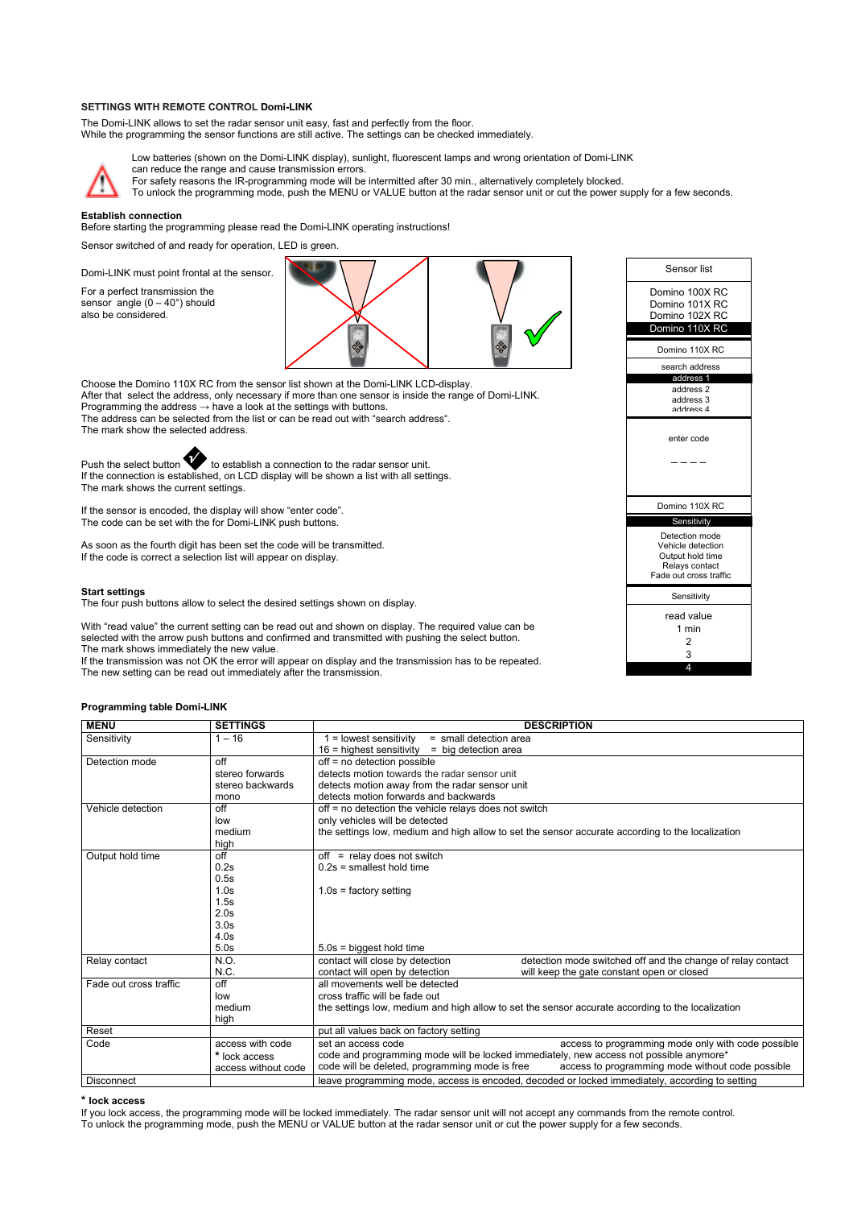### SETTINGS WITH REMOTE CONTROL Domi-LINK

The Domi-LINK allows to set the radar sensor unit easy, fast and perfectly from the floor.
While the programming the sensor functions are still active. The settings can be checked immediately.

Low batteries (shown on the Domi-LINK display), sunlight, fluorescent lamps and wrong orientation of Domi-LINK can reduce the range and cause transmission errors.
For safety reasons the IR-programming mode will be intermitted after 30 min., alternatively completely blocked.
To unlock the programming mode, push the MENU or VALUE button at the radar sensor unit or cut the power supply for a few seconds.

**Establish connection**

Before starting the programming please read the Domi-LINK operating instructions!

Sensor switched of and ready for operation, LED is green.

Domi-LINK must point frontal at the sensor.

For a perfect transmission the sensor angle (0 – 40°) should also be considered.

Sensor list

Domino 100X RC
Domino 101X RC
Domino 102X RC
Domino 110X RC

Domino 110X RC

search address
address 1
address 2
address 3
address 4

enter code

– – – –

Domino 110X RC
Sensitivity
Detection mode
Vehicle detection
Output hold time
Relays contact
Fade out cross traffic

Sensitivity

read value
1 min
2
3
4

Choose the Domino 110X RC from the sensor list shown at the Domi-LINK LCD-display.
After that select the address, only necessary if more than one sensor is inside the range of Domi-LINK.
Programming the address → have a look at the settings with buttons.
The address can be selected from the list or can be read out with "search address".
The mark show the selected address.

Push the select button ✓ to establish a connection to the radar sensor unit.
If the connection is established, on LCD display will be shown a list with all settings.
The mark shows the current settings.

If the sensor is encoded, the display will show "enter code".
The code can be set with the for Domi-LINK push buttons.

As soon as the fourth digit has been set the code will be transmitted.
If the code is correct a selection list will appear on display.

**Start settings**

The four push buttons allow to select the desired settings shown on display.

With "read value" the current setting can be read out and shown on display. The required value can be selected with the arrow push buttons and confirmed and transmitted with pushing the select button.
The mark shows immediately the new value.
If the transmission was not OK the error will appear on display and the transmission has to be repeated.
The new setting can be read out immediately after the transmission.

**Programming table Domi-LINK**

| MENU | SETTINGS | DESCRIPTION | |
|---|---|---|---|
| Sensitivity | 1 – 16 | 1 = lowest sensitivity = small detection area<br>16 = highest sensitivity = big detection area | |
| Detection mode | off<br>stereo forwards<br>stereo backwards<br>mono | off = no detection possible<br>detects motion towards the radar sensor unit<br>detects motion away from the radar sensor unit<br>detects motion forwards and backwards | |
| Vehicle detection | off<br>low<br>medium<br>high | off = no detection the vehicle relays does not switch<br>only vehicles will be detected<br>the settings low, medium and high allow to set the sensor accurate according to the localization | |
| Output hold time | off<br>0.2s<br>0.5s<br>1.0s<br>1.5s<br>2.0s<br>3.0s<br>4.0s<br>5.0s | off = relay does not switch<br>0.2s = smallest hold time<br><br>1.0s = factory setting<br><br><br><br><br>5.0s = biggest hold time | |
| Relay contact | N.O.<br>N.C. | contact will close by detection<br>contact will open by detection | detection mode switched off and the change of relay contact will keep the gate constant open or closed |
| Fade out cross traffic | off<br>low<br>medium<br>high | all movements well be detected<br>cross traffic will be fade out<br>the settings low, medium and high allow to set the sensor accurate according to the localization | |
| Reset | | put all values back on factory setting | |
| Code | access with code<br>* lock access<br>access without code | set an access code<br>code and programming mode will be locked immediately, new access not possible anymore*<br>code will be deleted, programming mode is free | access to programming mode only with code possible<br><br>access to programming mode without code possible |
| Disconnect | | leave programming mode, access is encoded, decoded or locked immediately, according to setting | |

**\* lock access**

If you lock access, the programming mode will be locked immediately. The radar sensor unit will not accept any commands from the remote control.
To unlock the programming mode, push the MENU or VALUE button at the radar sensor unit or cut the power supply for a few seconds.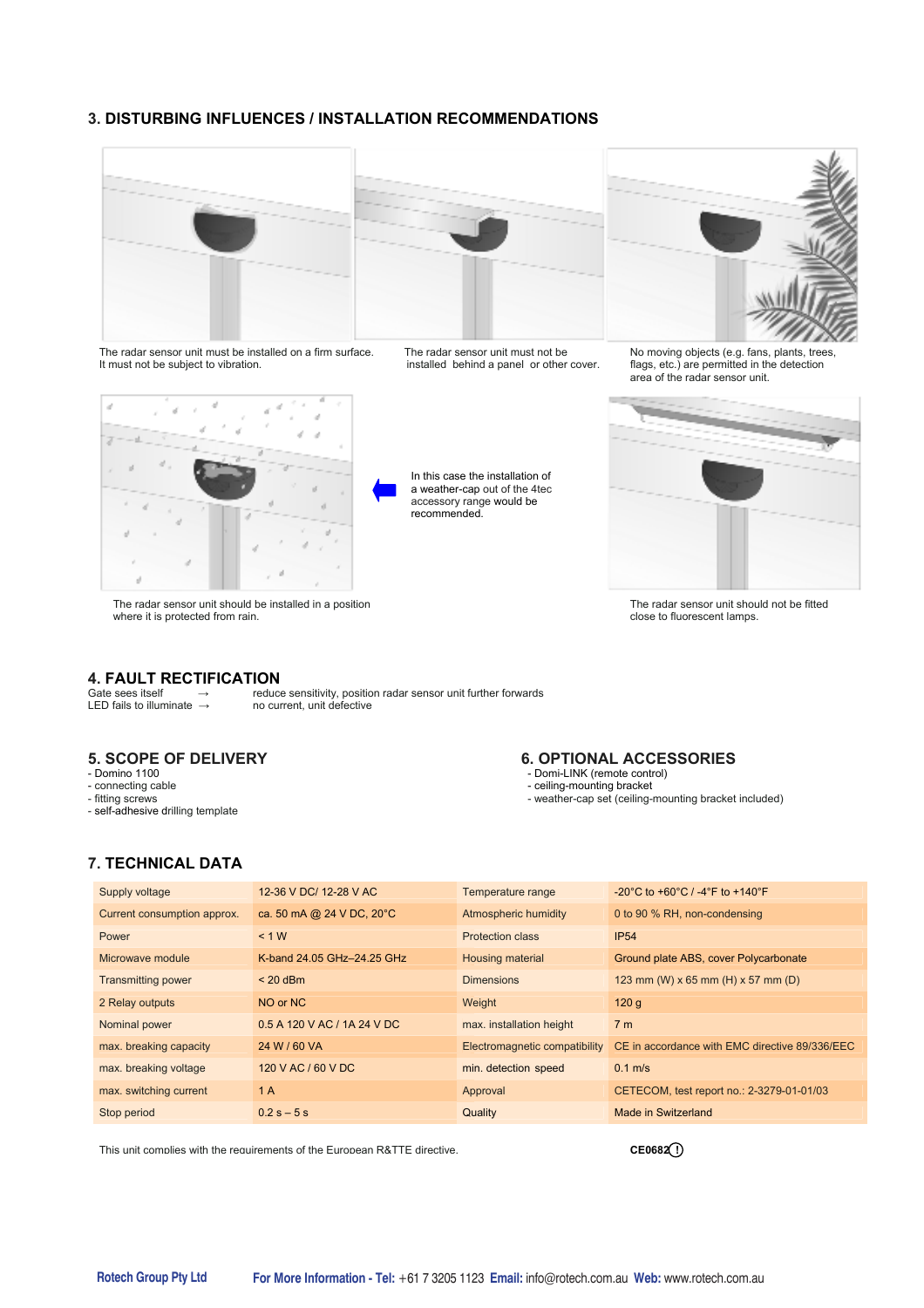## 3. DISTURBING INFLUENCES / INSTALLATION RECOMMENDATIONS

The radar sensor unit must be installed on a firm surface. It must not be subject to vibration.

The radar sensor unit must not be installed behind a panel or other cover.

No moving objects (e.g. fans, plants, trees, flags, etc.) are permitted in the detection area of the radar sensor unit.

The radar sensor unit should be installed in a position where it is protected from rain.

In this case the installation of a weather-cap out of the 4tec accessory range would be recommended.

The radar sensor unit should not be fitted close to fluorescent lamps.

## 4. FAULT RECTIFICATION

Gate sees itself → reduce sensitivity, position radar sensor unit further forwards
LED fails to illuminate → no current, unit defective

## 5. SCOPE OF DELIVERY

- Domino 1100
- connecting cable
- fitting screws
- self-adhesive drilling template

## 6. OPTIONAL ACCESSORIES

- Domi-LINK (remote control)
- ceiling-mounting bracket
- weather-cap set (ceiling-mounting bracket included)

## 7. TECHNICAL DATA

| | | | |
|---|---|---|---|
| Supply voltage | 12-36 V DC/ 12-28 V AC | Temperature range | -20°C to +60°C / -4°F to +140°F |
| Current consumption approx. | ca. 50 mA @ 24 V DC, 20°C | Atmospheric humidity | 0 to 90 % RH, non-condensing |
| Power | < 1 W | Protection class | IP54 |
| Microwave module | K-band 24.05 GHz–24.25 GHz | Housing material | Ground plate ABS, cover Polycarbonate |
| Transmitting power | < 20 dBm | Dimensions | 123 mm (W) x 65 mm (H) x 57 mm (D) |
| 2 Relay outputs | NO or NC | Weight | 120 g |
| Nominal power | 0.5 A 120 V AC / 1A 24 V DC | max. installation height | 7 m |
| max. breaking capacity | 24 W / 60 VA | Electromagnetic compatibility | CE in accordance with EMC directive 89/336/EEC |
| max. breaking voltage | 120 V AC / 60 V DC | min. detection speed | 0.1 m/s |
| max. switching current | 1 A | Approval | CETECOM, test report no.: 2-3279-01-01/03 |
| Stop period | 0.2 s – 5 s | Quality | Made in Switzerland |

This unit complies with the requirements of the European R&TTE directive. **CE0682(!)**

**Rotech Group Pty Ltd** **For More Information - Tel:** +61 7 3205 1123 **Email:** info@rotech.com.au **Web:** www.rotech.com.au